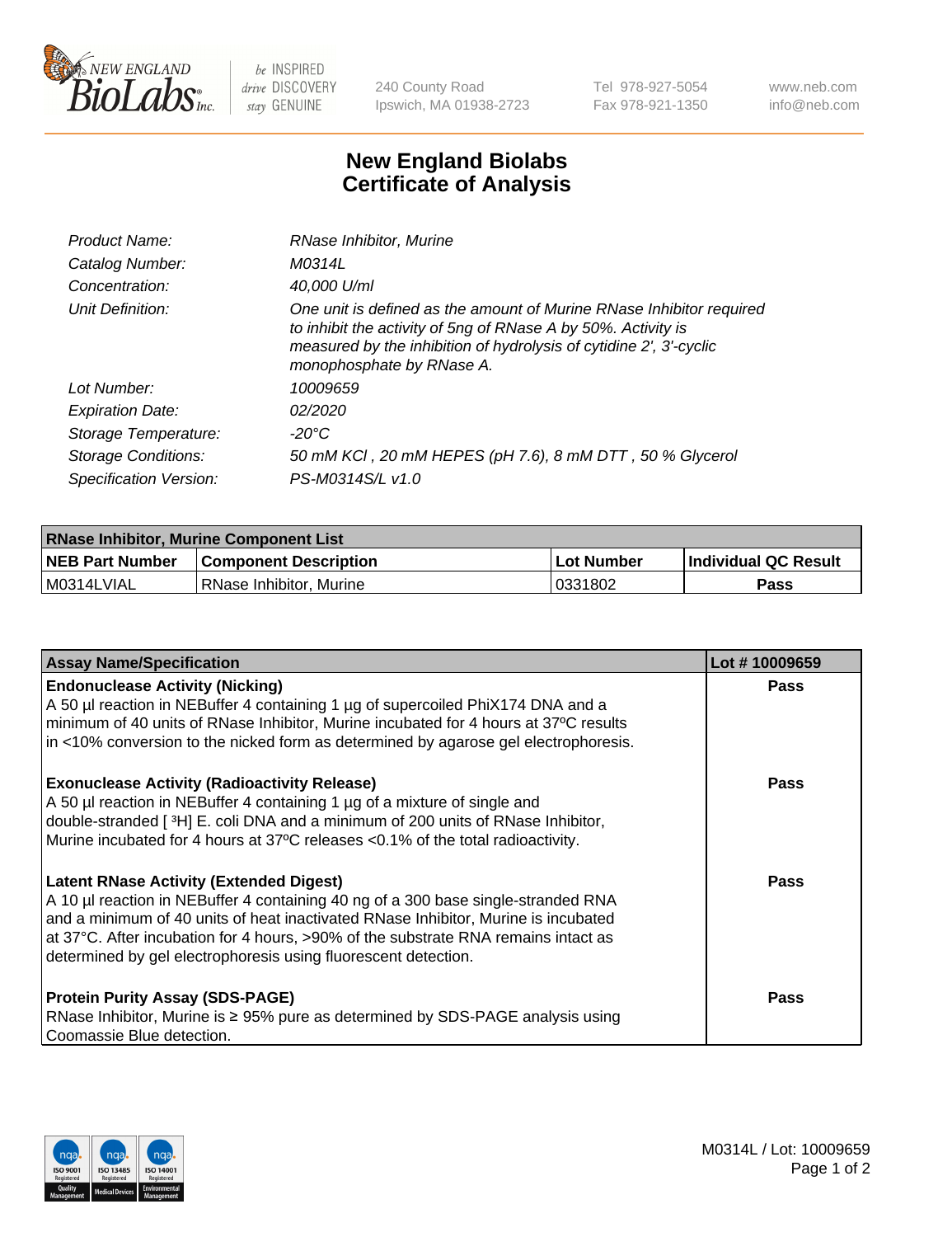New England BioLabs Inc. — be INSPIRED drive DISCOVERY stay GENUINE

240 County Road
Ipswich, MA 01938-2723

Tel 978-927-5054
Fax 978-921-1350

www.neb.com
info@neb.com

# New England Biolabs Certificate of Analysis

| | |
|---|---|
| Product Name: | RNase Inhibitor, Murine |
| Catalog Number: | M0314L |
| Concentration: | 40,000 U/ml |
| Unit Definition: | One unit is defined as the amount of Murine RNase Inhibitor required to inhibit the activity of 5ng of RNase A by 50%. Activity is measured by the inhibition of hydrolysis of cytidine 2', 3'-cyclic monophosphate by RNase A. |
| Lot Number: | 10009659 |
| Expiration Date: | 02/2020 |
| Storage Temperature: | -20°C |
| Storage Conditions: | 50 mM KCl , 20 mM HEPES (pH 7.6), 8 mM DTT , 50 % Glycerol |
| Specification Version: | PS-M0314S/L v1.0 |

| RNase Inhibitor, Murine Component List | | | |
|---|---|---|---|
| **NEB Part Number** | **Component Description** | **Lot Number** | **Individual QC Result** |
| M0314LVIAL | RNase Inhibitor, Murine | 0331802 | Pass |

| Assay Name/Specification | Lot # 10009659 |
|---|---|
| **Endonuclease Activity (Nicking)**<br>A 50 µl reaction in NEBuffer 4 containing 1 µg of supercoiled PhiX174 DNA and a minimum of 40 units of RNase Inhibitor, Murine incubated for 4 hours at 37ºC results in <10% conversion to the nicked form as determined by agarose gel electrophoresis. | Pass |
| **Exonuclease Activity (Radioactivity Release)**<br>A 50 µl reaction in NEBuffer 4 containing 1 µg of a mixture of single and double-stranded [ $^3$H] E. coli DNA and a minimum of 200 units of RNase Inhibitor, Murine incubated for 4 hours at 37ºC releases <0.1% of the total radioactivity. | Pass |
| **Latent RNase Activity (Extended Digest)**<br>A 10 µl reaction in NEBuffer 4 containing 40 ng of a 300 base single-stranded RNA and a minimum of 40 units of heat inactivated RNase Inhibitor, Murine is incubated at 37°C. After incubation for 4 hours, >90% of the substrate RNA remains intact as determined by gel electrophoresis using fluorescent detection. | Pass |
| **Protein Purity Assay (SDS-PAGE)**<br>RNase Inhibitor, Murine is ≥ 95% pure as determined by SDS-PAGE analysis using Coomassie Blue detection. | Pass |

M0314L / Lot: 10009659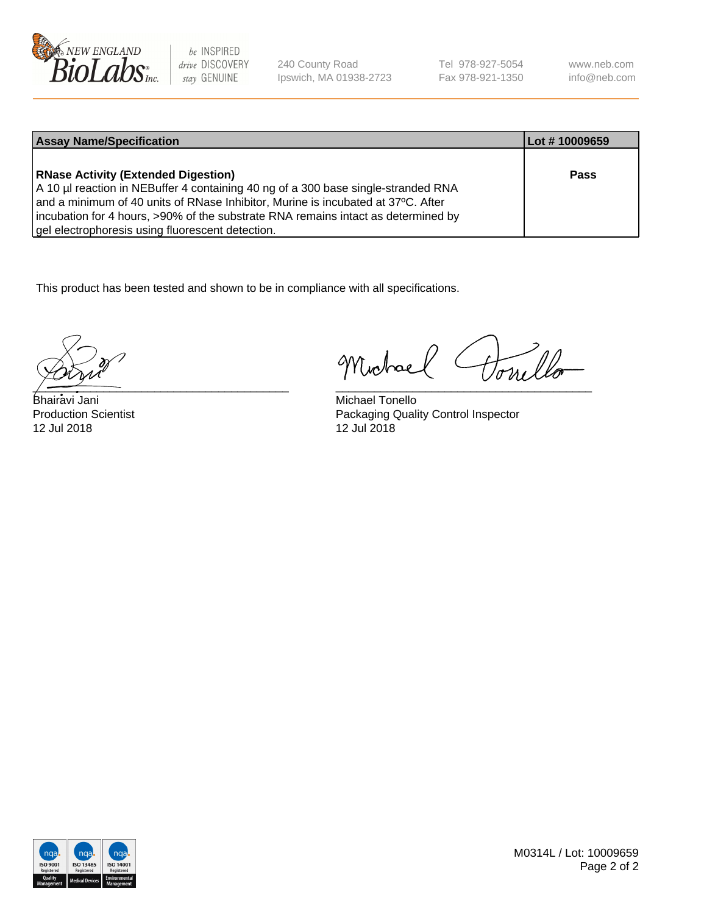NEW ENGLAND BioLabs Inc. — be INSPIRED drive DISCOVERY stay GENUINE

240 County Road
Ipswich, MA 01938-2723

Tel 978-927-5054
Fax 978-921-1350

www.neb.com
info@neb.com

| Assay Name/Specification | Lot # 10009659 |
|---|---|
| **RNase Activity (Extended Digestion)** A 10 µl reaction in NEBuffer 4 containing 40 ng of a 300 base single-stranded RNA and a minimum of 40 units of RNase Inhibitor, Murine is incubated at 37ºC. After incubation for 4 hours, >90% of the substrate RNA remains intact as determined by gel electrophoresis using fluorescent detection. | **Pass** |

This product has been tested and shown to be in compliance with all specifications.

Bhairavi Jani
Production Scientist
12 Jul 2018

Michael Tonello
Packaging Quality Control Inspector
12 Jul 2018

M0314L / Lot: 10009659